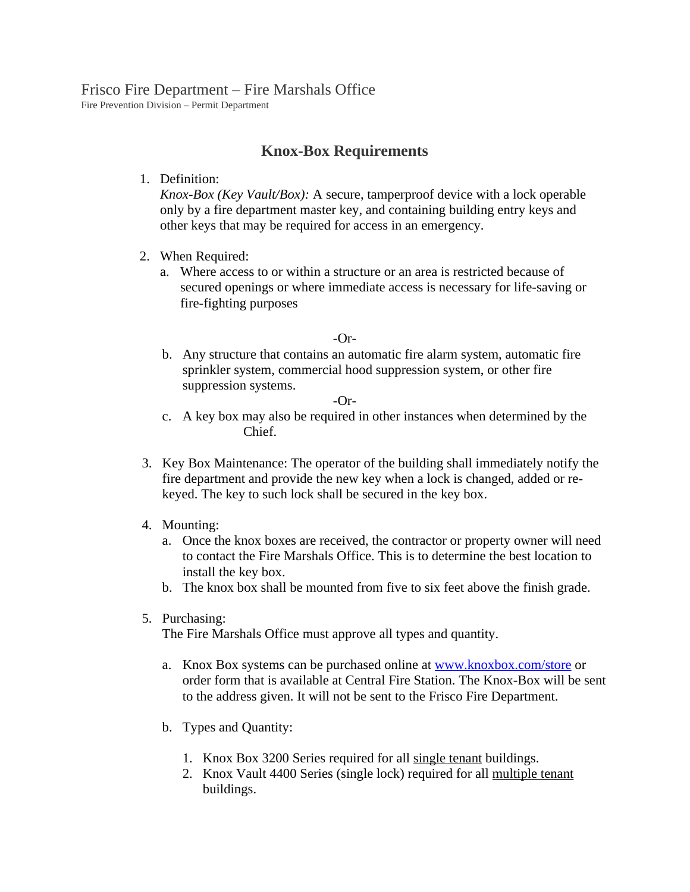Frisco Fire Department – Fire Marshals Office

Fire Prevention Division – Permit Department

# Knox-Box Requirements

1. Definition:
   *Knox-Box (Key Vault/Box):* A secure, tamperproof device with a lock operable only by a fire department master key, and containing building entry keys and other keys that may be required for access in an emergency.

2. When Required:
   a. Where access to or within a structure or an area is restricted because of secured openings or where immediate access is necessary for life-saving or fire-fighting purposes

   -Or-

   b. Any structure that contains an automatic fire alarm system, automatic fire sprinkler system, commercial hood suppression system, or other fire suppression systems.

   -Or-

   c. A key box may also be required in other instances when determined by the Chief.

3. Key Box Maintenance: The operator of the building shall immediately notify the fire department and provide the new key when a lock is changed, added or re-keyed. The key to such lock shall be secured in the key box.

4. Mounting:
   a. Once the knox boxes are received, the contractor or property owner will need to contact the Fire Marshals Office. This is to determine the best location to install the key box.
   b. The knox box shall be mounted from five to six feet above the finish grade.

5. Purchasing:
   The Fire Marshals Office must approve all types and quantity.

   a. Knox Box systems can be purchased online at www.knoxbox.com/store or order form that is available at Central Fire Station. The Knox-Box will be sent to the address given. It will not be sent to the Frisco Fire Department.

   b. Types and Quantity:

      1. Knox Box 3200 Series required for all <u>single tenant</u> buildings.
      2. Knox Vault 4400 Series (single lock) required for all <u>multiple tenant</u> buildings.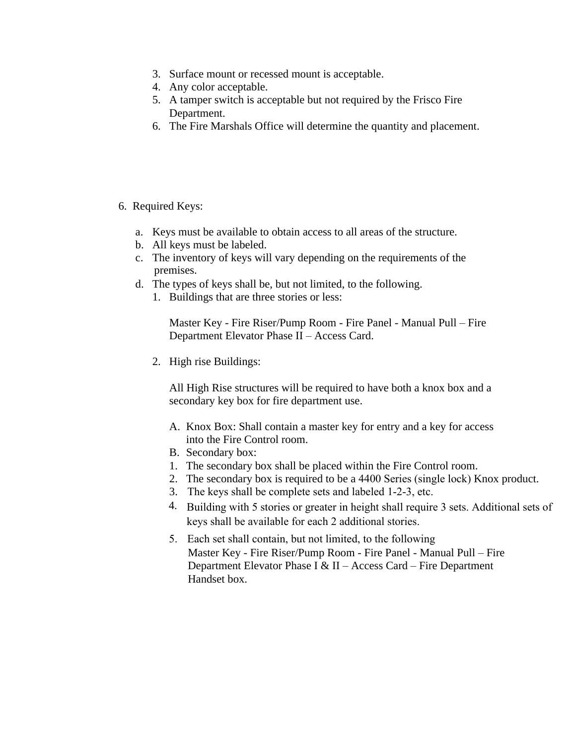3. Surface mount or recessed mount is acceptable.
4. Any color acceptable.
5. A tamper switch is acceptable but not required by the Frisco Fire Department.
6. The Fire Marshals Office will determine the quantity and placement.

6. Required Keys:

   a. Keys must be available to obtain access to all areas of the structure.
   b. All keys must be labeled.
   c. The inventory of keys will vary depending on the requirements of the premises.
   d. The types of keys shall be, but not limited, to the following.
      1. Buildings that are three stories or less:

         Master Key - Fire Riser/Pump Room - Fire Panel - Manual Pull – Fire Department Elevator Phase II – Access Card.

      2. High rise Buildings:

         All High Rise structures will be required to have both a knox box and a secondary key box for fire department use.

         A. Knox Box: Shall contain a master key for entry and a key for access into the Fire Control room.
         B. Secondary box:
         1. The secondary box shall be placed within the Fire Control room.
         2. The secondary box is required to be a 4400 Series (single lock) Knox product.
         3. The keys shall be complete sets and labeled 1-2-3, etc.
         4. Building with 5 stories or greater in height shall require 3 sets. Additional sets of keys shall be available for each 2 additional stories.
         5. Each set shall contain, but not limited, to the following
            Master Key - Fire Riser/Pump Room - Fire Panel - Manual Pull – Fire Department Elevator Phase I & II – Access Card – Fire Department Handset box.